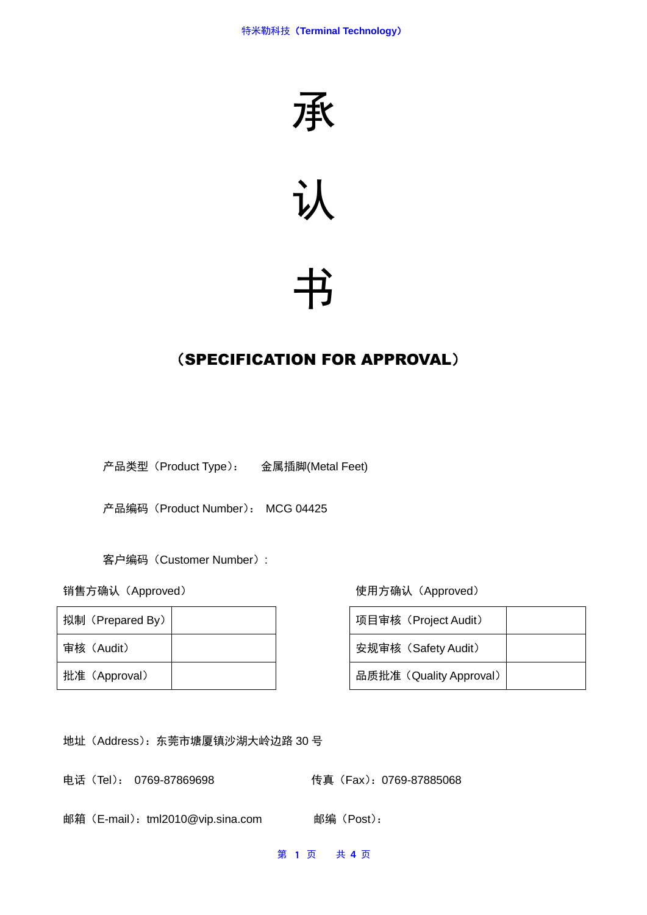# 承

# 认

# 书

## （SPECIFICATION FOR APPROVAL）

产品类型（Product Type）： 金属插脚(Metal Feet)

产品编码（Product Number）： MCG 04425

客户编码（Customer Number）:

销售方确认（Approved）

| 拟制（Prepared By） | |
|---|---|
| 审核（Audit） | |
| 批准（Approval） | |

使用方确认（Approved）

| 项目审核（Project Audit） | |
|---|---|
| 安规审核（Safety Audit） | |
| 品质批准（Quality Approval） | |

地址（Address）：东莞市塘厦镇沙湖大岭边路 30 号

电话（Tel）： 0769-87869698 传真（Fax）：0769-87885068

邮箱（E-mail）：tml2010@vip.sina.com 邮编（Post）：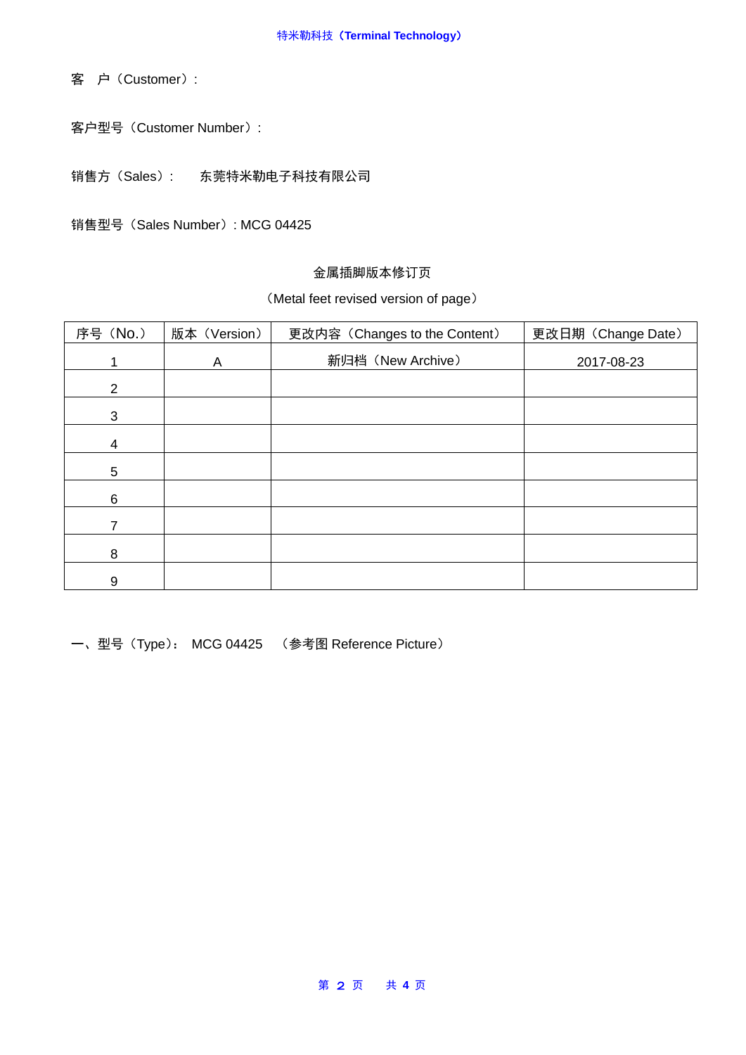客　户（Customer）:

客户型号（Customer Number）:

销售方（Sales）:　　东莞特米勒电子科技有限公司

销售型号（Sales Number）: MCG 04425

金属插脚版本修订页

（Metal feet revised version of page）

| 序号（No.） | 版本（Version） | 更改内容（Changes to the Content） | 更改日期（Change Date） |
|---|---|---|---|
| 1 | A | 新归档（New Archive） | 2017-08-23 |
| 2 | | | |
| 3 | | | |
| 4 | | | |
| 5 | | | |
| 6 | | | |
| 7 | | | |
| 8 | | | |
| 9 | | | |

一、型号（Type）:　MCG 04425　（参考图 Reference Picture）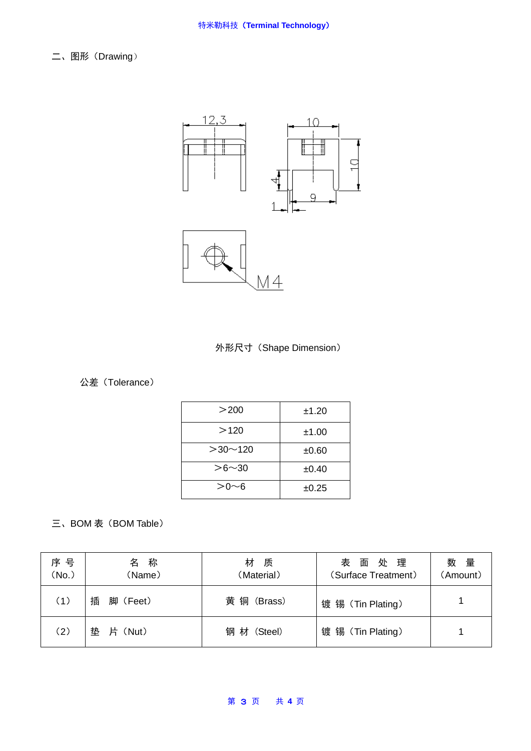二、图形（Drawing）

12.3

10

10

4

9

1

M4

外形尺寸（Shape Dimension）

公差（Tolerance）

| ＞200 | ±1.20 |
|---|---|
| ＞120 | ±1.00 |
| ＞30～120 | ±0.60 |
| ＞6～30 | ±0.40 |
| ＞0～6 | ±0.25 |

三、BOM 表（BOM Table）

| 序 号（No.） | 名 称（Name） | 材 质（Material） | 表 面 处 理（Surface Treatment） | 数 量（Amount） |
|---|---|---|---|---|
| （1） | 插 脚（Feet） | 黄 铜（Brass） | 镀 锡（Tin Plating） | 1 |
| （2） | 垫 片（Nut） | 钢 材（Steel） | 镀 锡（Tin Plating） | 1 |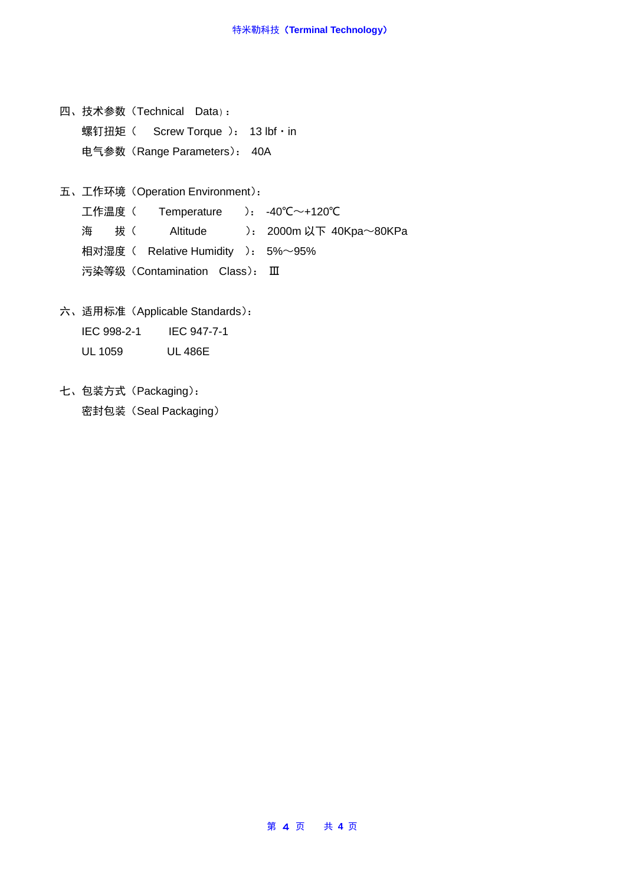四、技术参数（Technical　Data）：

螺钉扭矩（　Screw Torque ）：　13 lbf・in

电气参数（Range Parameters）：　40A

五、工作环境（Operation Environment）：

工作温度（　　Temperature　　）：　-40℃～+120℃

海　　拔（　　　Altitude　　　）：　2000m 以下　40Kpa～80KPa

相对湿度（　Relative Humidity　）：　5%～95%

污染等级（Contamination　Class）：　Ⅲ

六、适用标准（Applicable Standards）：

IEC 998-2-1　　　IEC 947-7-1

UL 1059　　　　　UL 486E

七、包装方式（Packaging）：

密封包装（Seal Packaging）